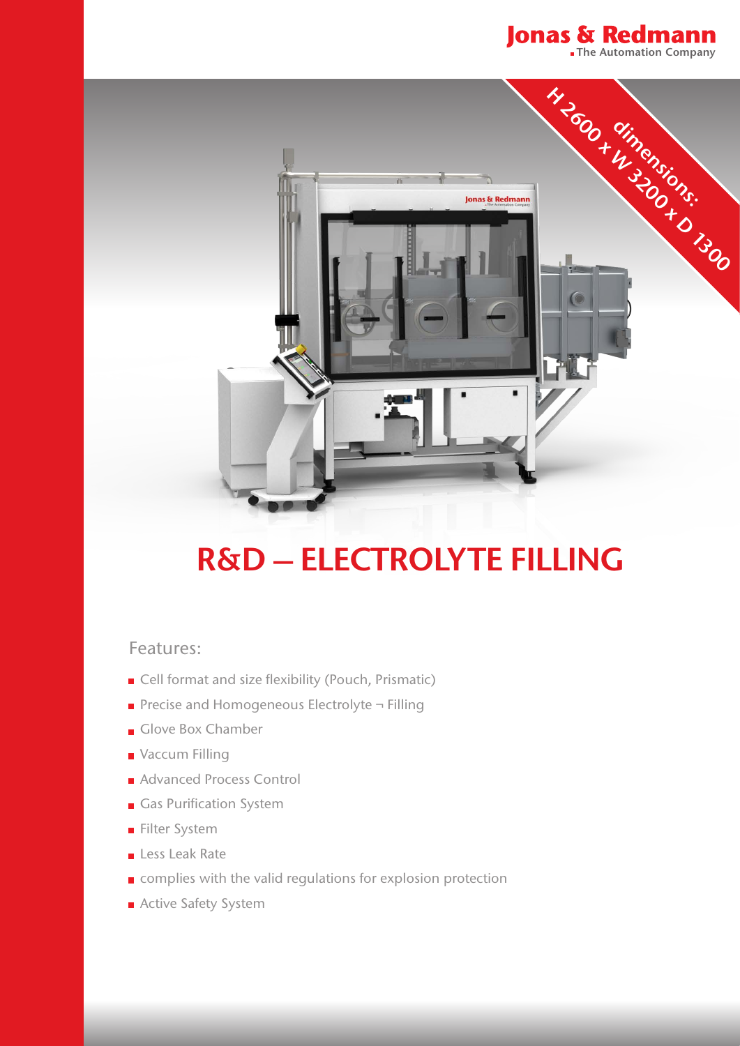Jonas & Redmann
The Automation Company

dimensions:
H 2600 x W 3200 x D 1300

# R&D – ELECTROLYTE FILLING

Features:

- Cell format and size flexibility (Pouch, Prismatic)
- Precise and Homogeneous Electrolyte ¬ Filling
- Glove Box Chamber
- Vaccum Filling
- Advanced Process Control
- Gas Purification System
- Filter System
- Less Leak Rate
- complies with the valid regulations for explosion protection
- Active Safety System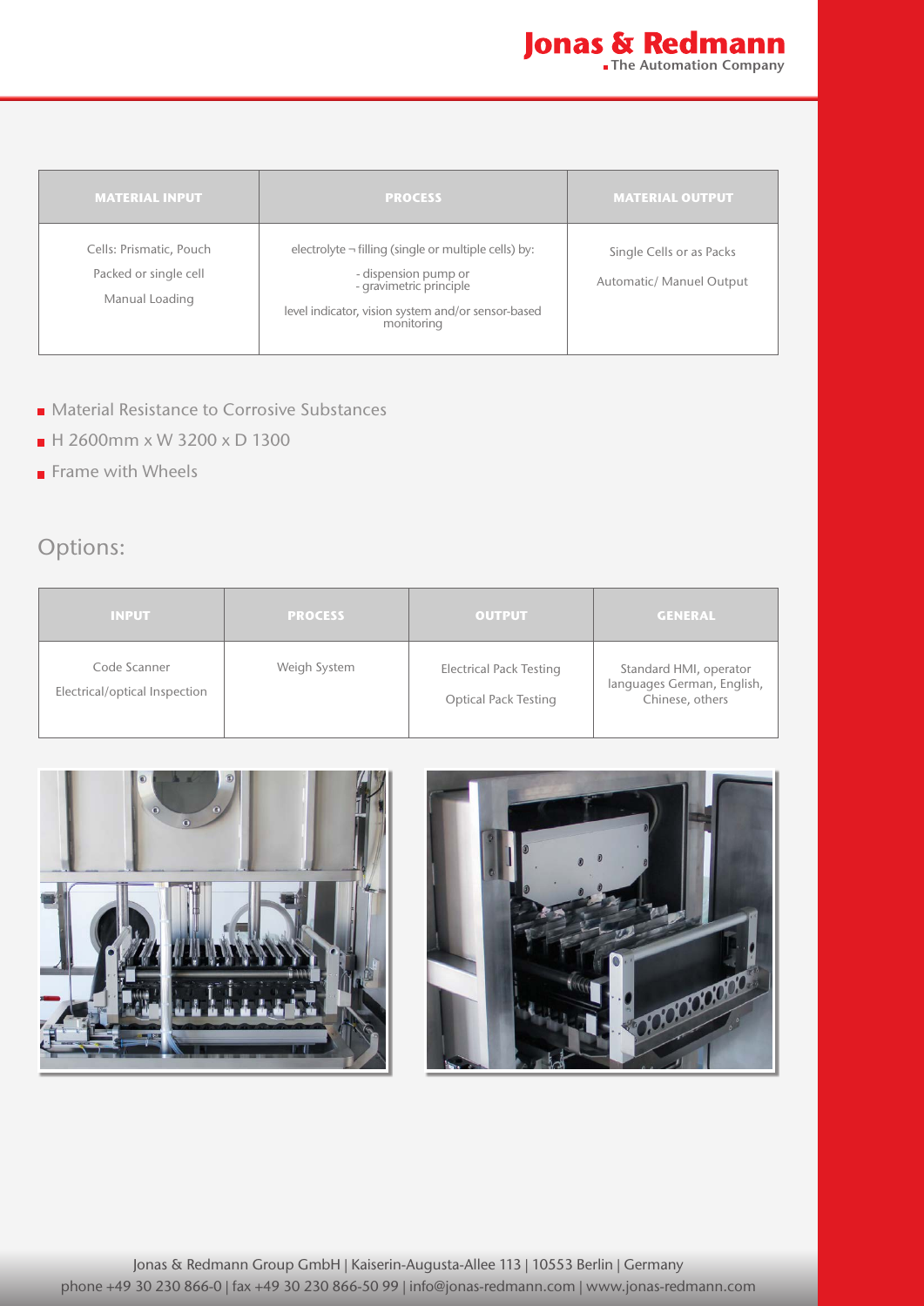| MATERIAL INPUT | PROCESS | MATERIAL OUTPUT |
|---|---|---|
| Cells: Prismatic, Pouch<br>Packed or single cell<br>Manual Loading | electrolyte ¬ filling (single or multiple cells) by:<br>- dispension pump or<br>- gravimetric principle<br>level indicator, vision system and/or sensor-based monitoring | Single Cells or as Packs<br>Automatic/ Manuel Output |

- Material Resistance to Corrosive Substances
- H 2600mm x W 3200 x D 1300
- Frame with Wheels

## Options:

| INPUT | PROCESS | OUTPUT | GENERAL |
|---|---|---|---|
| Code Scanner<br>Electrical/optical Inspection | Weigh System | Electrical Pack Testing<br>Optical Pack Testing | Standard HMI, operator languages German, English, Chinese, others |